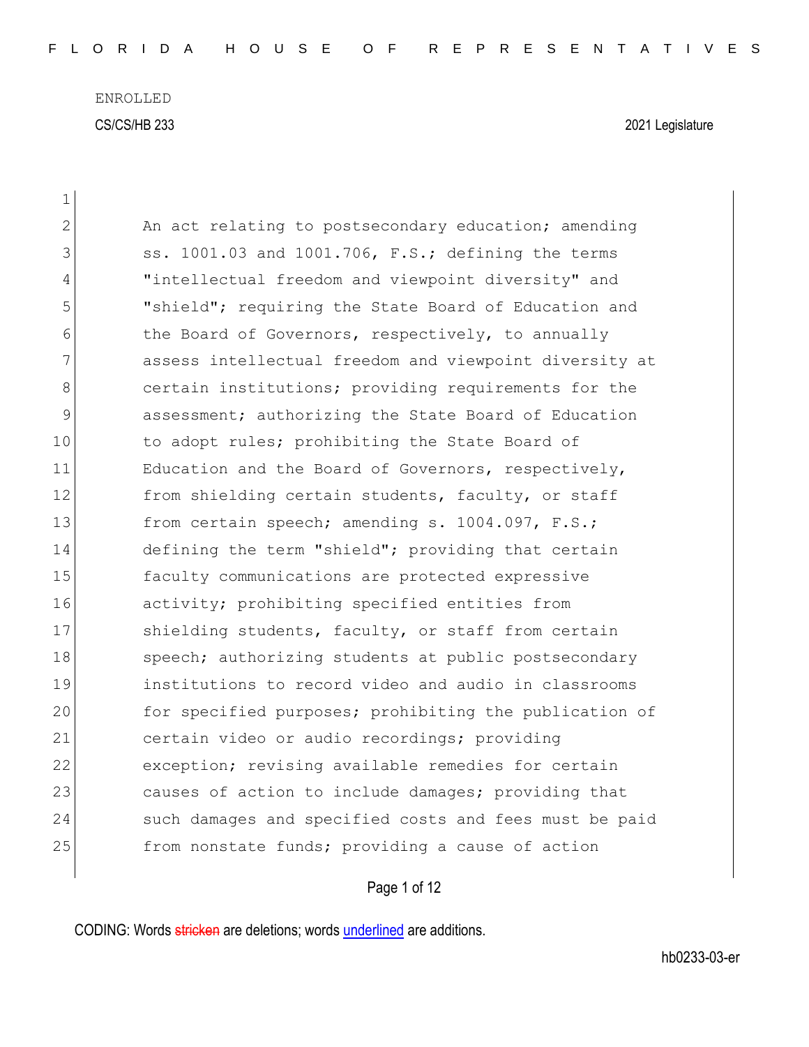ENROLLED

CS/CS/HB 233 2021 Legislature

An act relating to postsecondary education; amending ss. 1001.03 and 1001.706, F.S.; defining the terms "intellectual freedom and viewpoint diversity" and "shield"; requiring the State Board of Education and the Board of Governors, respectively, to annually assess intellectual freedom and viewpoint diversity at certain institutions; providing requirements for the assessment; authorizing the State Board of Education to adopt rules; prohibiting the State Board of Education and the Board of Governors, respectively, from shielding certain students, faculty, or staff from certain speech; amending s. 1004.097, F.S.; defining the term "shield"; providing that certain faculty communications are protected expressive activity; prohibiting specified entities from shielding students, faculty, or staff from certain speech; authorizing students at public postsecondary institutions to record video and audio in classrooms for specified purposes; prohibiting the publication of certain video or audio recordings; providing exception; revising available remedies for certain causes of action to include damages; providing that such damages and specified costs and fees must be paid from nonstate funds; providing a cause of action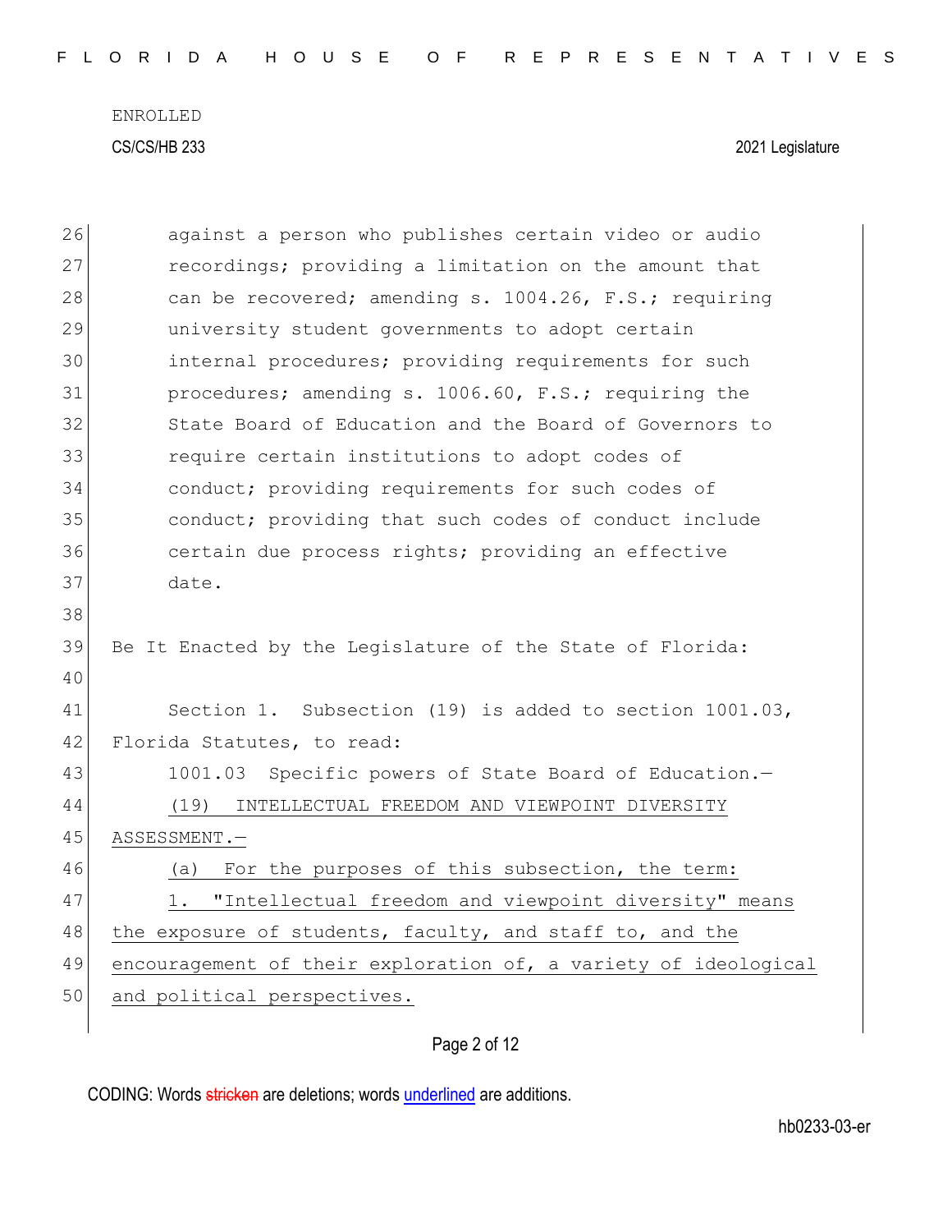against a person who publishes certain video or audio recordings; providing a limitation on the amount that can be recovered; amending s. 1004.26, F.S.; requiring university student governments to adopt certain internal procedures; providing requirements for such procedures; amending s. 1006.60, F.S.; requiring the State Board of Education and the Board of Governors to require certain institutions to adopt codes of conduct; providing requirements for such codes of conduct; providing that such codes of conduct include certain due process rights; providing an effective date.

Be It Enacted by the Legislature of the State of Florida:

Section 1. Subsection (19) is added to section 1001.03, Florida Statutes, to read:

1001.03 Specific powers of State Board of Education.—

(19) INTELLECTUAL FREEDOM AND VIEWPOINT DIVERSITY ASSESSMENT.—

(a) For the purposes of this subsection, the term:

1. "Intellectual freedom and viewpoint diversity" means the exposure of students, faculty, and staff to, and the encouragement of their exploration of, a variety of ideological and political perspectives.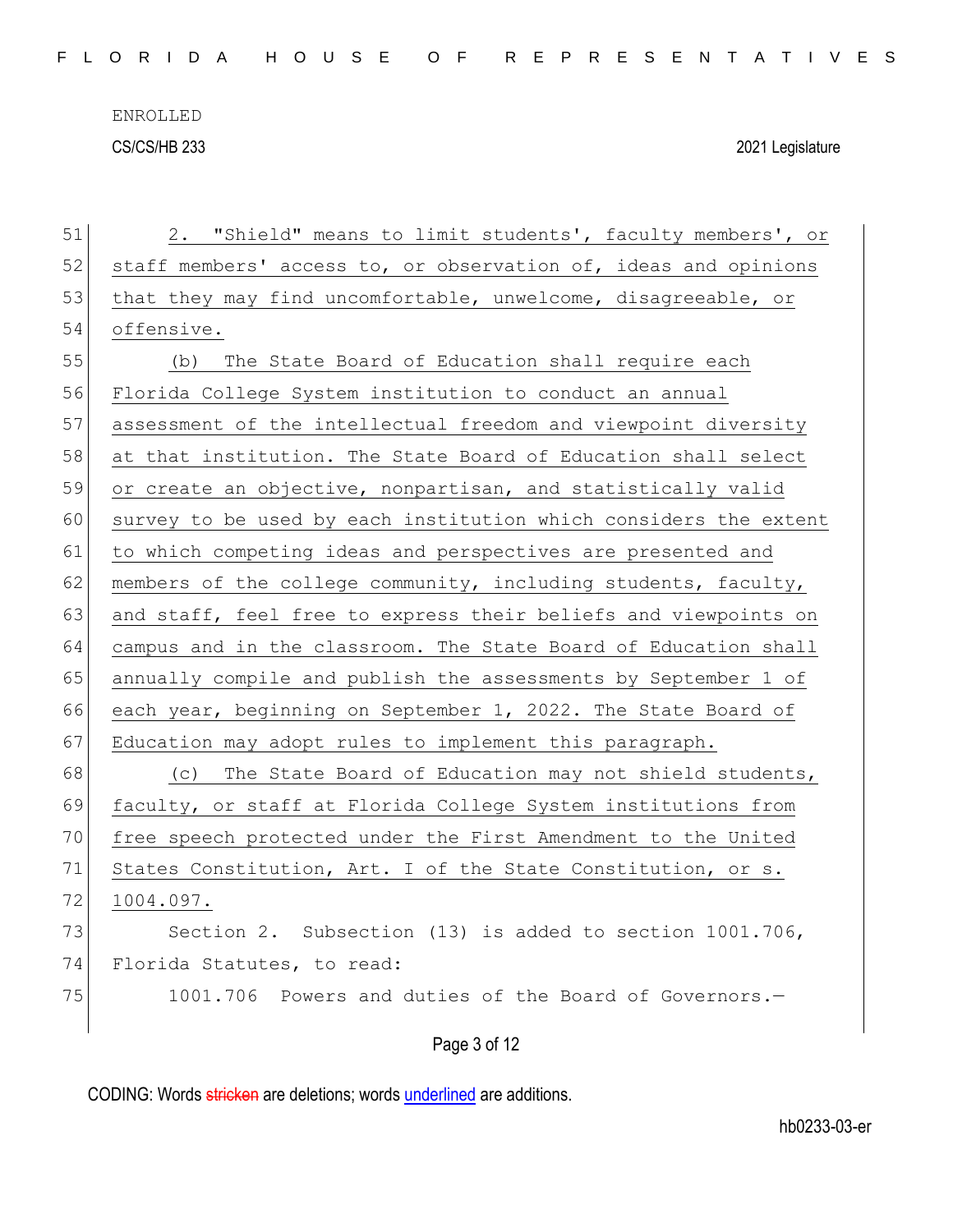2. "Shield" means to limit students', faculty members', or staff members' access to, or observation of, ideas and opinions that they may find uncomfortable, unwelcome, disagreeable, or offensive.

(b) The State Board of Education shall require each Florida College System institution to conduct an annual assessment of the intellectual freedom and viewpoint diversity at that institution. The State Board of Education shall select or create an objective, nonpartisan, and statistically valid survey to be used by each institution which considers the extent to which competing ideas and perspectives are presented and members of the college community, including students, faculty, and staff, feel free to express their beliefs and viewpoints on campus and in the classroom. The State Board of Education shall annually compile and publish the assessments by September 1 of each year, beginning on September 1, 2022. The State Board of Education may adopt rules to implement this paragraph.

(c) The State Board of Education may not shield students, faculty, or staff at Florida College System institutions from free speech protected under the First Amendment to the United States Constitution, Art. I of the State Constitution, or s. 1004.097.

Section 2. Subsection (13) is added to section 1001.706, Florida Statutes, to read:

1001.706 Powers and duties of the Board of Governors.—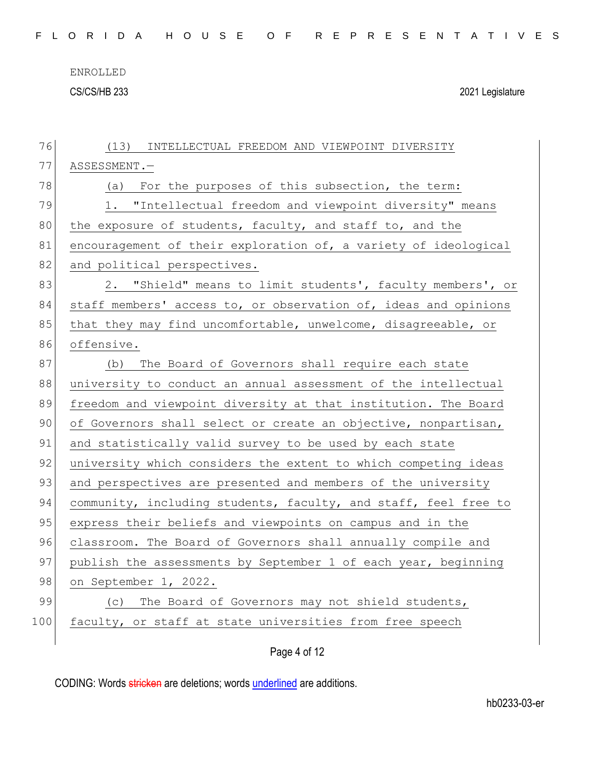(13) INTELLECTUAL FREEDOM AND VIEWPOINT DIVERSITY ASSESSMENT.—

(a) For the purposes of this subsection, the term:

1. "Intellectual freedom and viewpoint diversity" means the exposure of students, faculty, and staff to, and the encouragement of their exploration of, a variety of ideological and political perspectives.

2. "Shield" means to limit students', faculty members', or staff members' access to, or observation of, ideas and opinions that they may find uncomfortable, unwelcome, disagreeable, or offensive.

(b) The Board of Governors shall require each state university to conduct an annual assessment of the intellectual freedom and viewpoint diversity at that institution. The Board of Governors shall select or create an objective, nonpartisan, and statistically valid survey to be used by each state university which considers the extent to which competing ideas and perspectives are presented and members of the university community, including students, faculty, and staff, feel free to express their beliefs and viewpoints on campus and in the classroom. The Board of Governors shall annually compile and publish the assessments by September 1 of each year, beginning on September 1, 2022.

(c) The Board of Governors may not shield students, faculty, or staff at state universities from free speech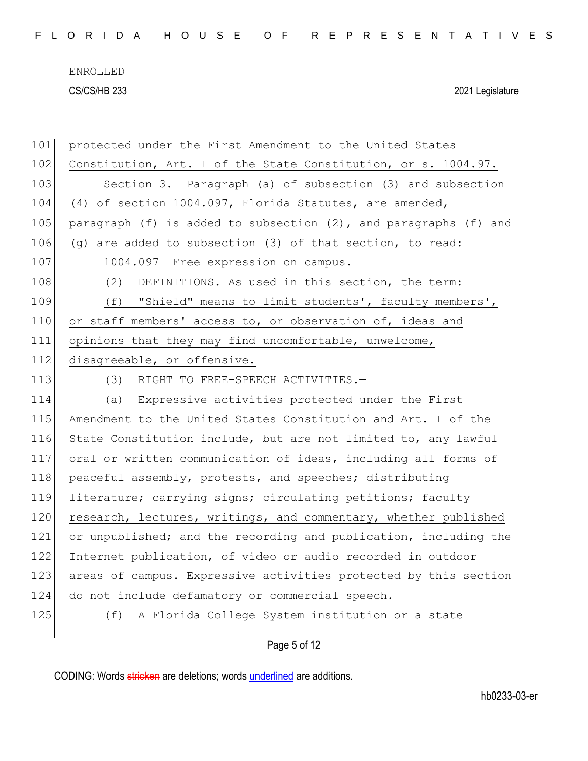protected under the First Amendment to the United States Constitution, Art. I of the State Constitution, or s. 1004.97.

Section 3. Paragraph (a) of subsection (3) and subsection (4) of section 1004.097, Florida Statutes, are amended, paragraph (f) is added to subsection (2), and paragraphs (f) and (g) are added to subsection (3) of that section, to read:

1004.097 Free expression on campus.—

(2) DEFINITIONS.—As used in this section, the term:

(f) "Shield" means to limit students', faculty members', or staff members' access to, or observation of, ideas and opinions that they may find uncomfortable, unwelcome, disagreeable, or offensive.

(3) RIGHT TO FREE-SPEECH ACTIVITIES.—

(a) Expressive activities protected under the First Amendment to the United States Constitution and Art. I of the State Constitution include, but are not limited to, any lawful oral or written communication of ideas, including all forms of peaceful assembly, protests, and speeches; distributing literature; carrying signs; circulating petitions; faculty research, lectures, writings, and commentary, whether published or unpublished; and the recording and publication, including the Internet publication, of video or audio recorded in outdoor areas of campus. Expressive activities protected by this section do not include defamatory or commercial speech.

(f) A Florida College System institution or a state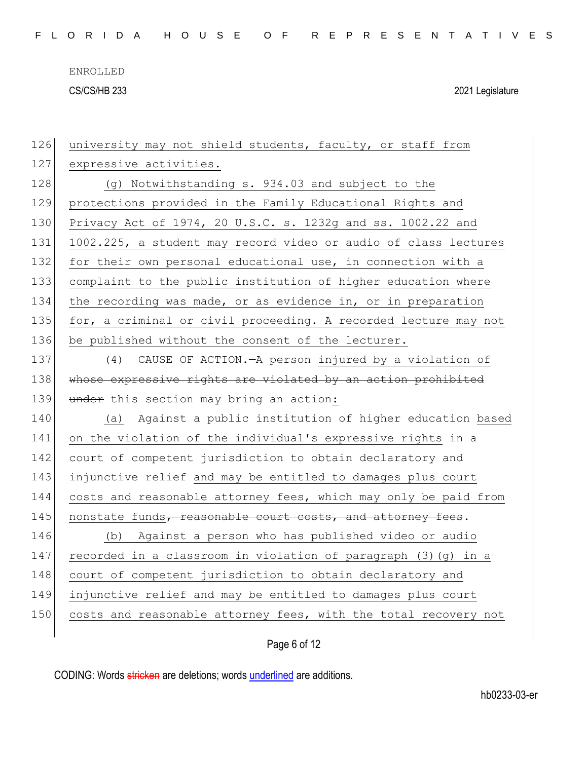university may not shield students, faculty, or staff from expressive activities.

(g) Notwithstanding s. 934.03 and subject to the protections provided in the Family Educational Rights and Privacy Act of 1974, 20 U.S.C. s. 1232g and ss. 1002.22 and 1002.225, a student may record video or audio of class lectures for their own personal educational use, in connection with a complaint to the public institution of higher education where the recording was made, or as evidence in, or in preparation for, a criminal or civil proceeding. A recorded lecture may not be published without the consent of the lecturer.

(4) CAUSE OF ACTION.—A person injured by a violation of ~~whose expressive rights are violated by an action prohibited under~~ this section may bring an action:

(a) Against a public institution of higher education based on the violation of the individual's expressive rights in a court of competent jurisdiction to obtain declaratory and injunctive relief and may be entitled to damages plus court costs and reasonable attorney fees, which may only be paid from nonstate funds~~, reasonable court costs, and attorney fees~~.

(b) Against a person who has published video or audio recorded in a classroom in violation of paragraph (3)(g) in a court of competent jurisdiction to obtain declaratory and injunctive relief and may be entitled to damages plus court costs and reasonable attorney fees, with the total recovery not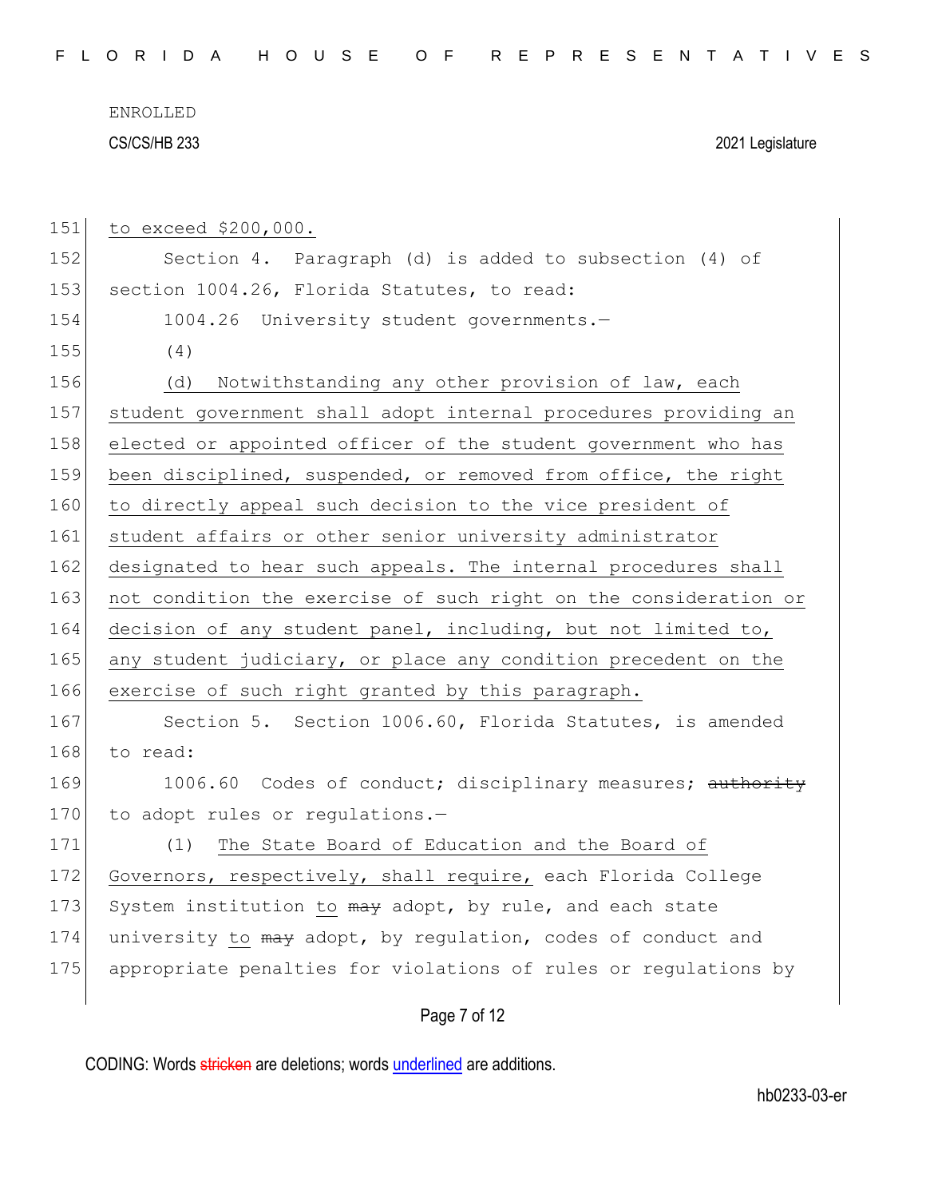ENROLLED

CS/CS/HB 233 2021 Legislature

151 to exceed $200,000.

152 Section 4. Paragraph (d) is added to subsection (4) of
153 section 1004.26, Florida Statutes, to read:

154 1004.26 University student governments.—

155 (4)

156 (d) Notwithstanding any other provision of law, each
157 student government shall adopt internal procedures providing an
158 elected or appointed officer of the student government who has
159 been disciplined, suspended, or removed from office, the right
160 to directly appeal such decision to the vice president of
161 student affairs or other senior university administrator
162 designated to hear such appeals. The internal procedures shall
163 not condition the exercise of such right on the consideration or
164 decision of any student panel, including, but not limited to,
165 any student judiciary, or place any condition precedent on the
166 exercise of such right granted by this paragraph.

167 Section 5. Section 1006.60, Florida Statutes, is amended
168 to read:

169 1006.60 Codes of conduct; disciplinary measures; ~~authority~~
170 to adopt rules or regulations.—

171 (1) The State Board of Education and the Board of
172 Governors, respectively, shall require, each Florida College
173 System institution to ~~may~~ adopt, by rule, and each state
174 university to ~~may~~ adopt, by regulation, codes of conduct and
175 appropriate penalties for violations of rules or regulations by

CODING: Words ~~stricken~~ are deletions; words underlined are additions.

hb0233-03-er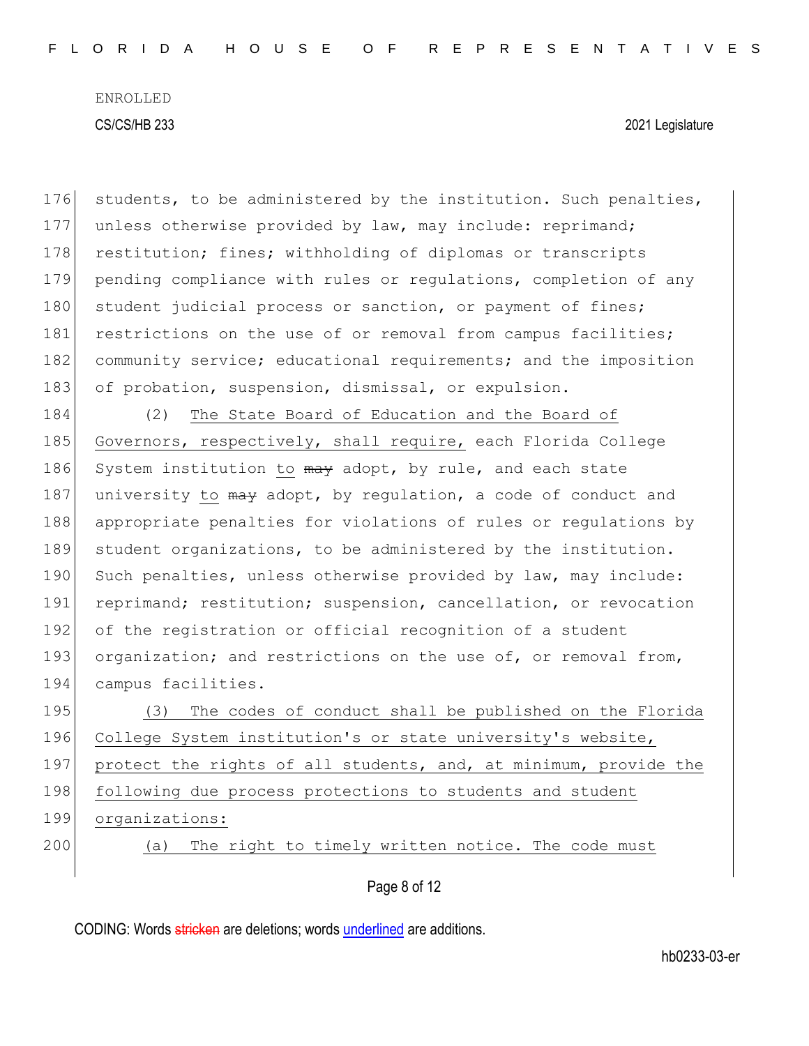students, to be administered by the institution. Such penalties, unless otherwise provided by law, may include: reprimand; restitution; fines; withholding of diplomas or transcripts pending compliance with rules or regulations, completion of any student judicial process or sanction, or payment of fines; restrictions on the use of or removal from campus facilities; community service; educational requirements; and the imposition of probation, suspension, dismissal, or expulsion.

(2) The State Board of Education and the Board of Governors, respectively, shall require, each Florida College System institution to ~~may~~ adopt, by rule, and each state university to ~~may~~ adopt, by regulation, a code of conduct and appropriate penalties for violations of rules or regulations by student organizations, to be administered by the institution. Such penalties, unless otherwise provided by law, may include: reprimand; restitution; suspension, cancellation, or revocation of the registration or official recognition of a student organization; and restrictions on the use of, or removal from, campus facilities.

(3) The codes of conduct shall be published on the Florida College System institution's or state university's website, protect the rights of all students, and, at minimum, provide the following due process protections to students and student organizations:

(a) The right to timely written notice. The code must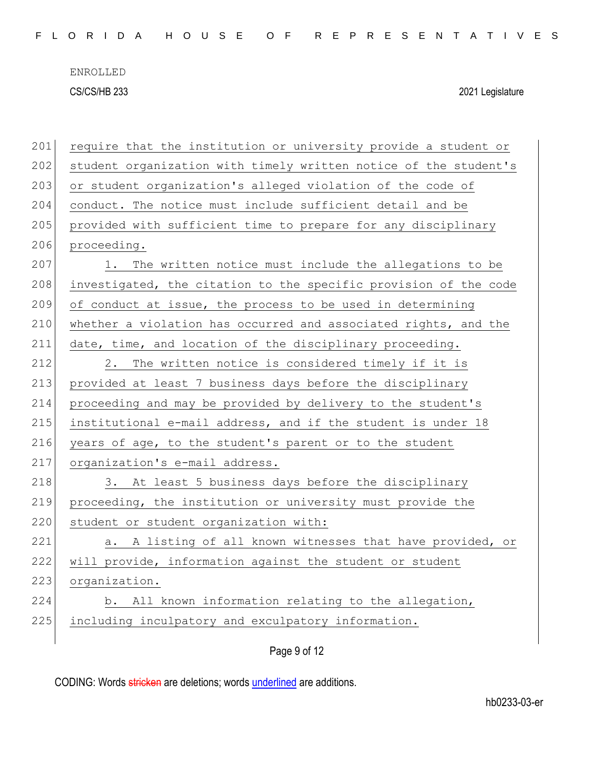require that the institution or university provide a student or student organization with timely written notice of the student's or student organization's alleged violation of the code of conduct. The notice must include sufficient detail and be provided with sufficient time to prepare for any disciplinary proceeding.

1. The written notice must include the allegations to be investigated, the citation to the specific provision of the code of conduct at issue, the process to be used in determining whether a violation has occurred and associated rights, and the date, time, and location of the disciplinary proceeding.

2. The written notice is considered timely if it is provided at least 7 business days before the disciplinary proceeding and may be provided by delivery to the student's institutional e-mail address, and if the student is under 18 years of age, to the student's parent or to the student organization's e-mail address.

3. At least 5 business days before the disciplinary proceeding, the institution or university must provide the student or student organization with:

a. A listing of all known witnesses that have provided, or will provide, information against the student or student organization.

b. All known information relating to the allegation, including inculpatory and exculpatory information.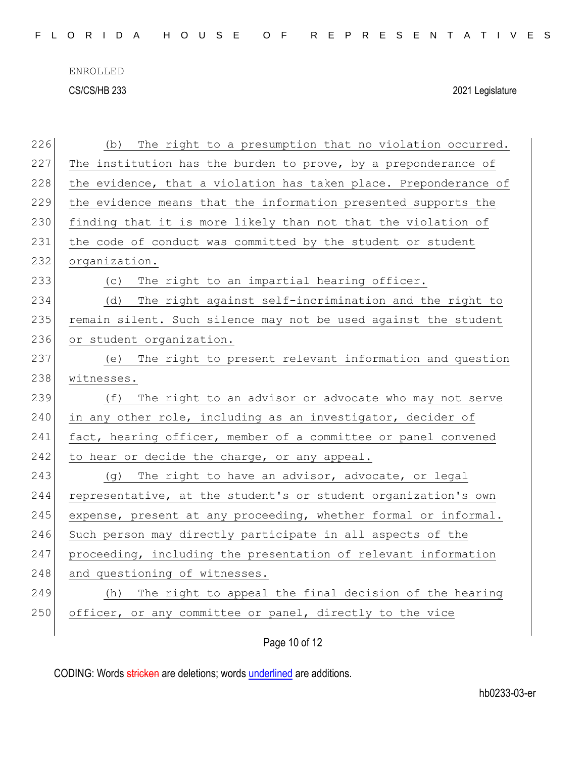(b) The right to a presumption that no violation occurred. The institution has the burden to prove, by a preponderance of the evidence, that a violation has taken place. Preponderance of the evidence means that the information presented supports the finding that it is more likely than not that the violation of the code of conduct was committed by the student or student organization.

(c) The right to an impartial hearing officer.

(d) The right against self-incrimination and the right to remain silent. Such silence may not be used against the student or student organization.

(e) The right to present relevant information and question witnesses.

(f) The right to an advisor or advocate who may not serve in any other role, including as an investigator, decider of fact, hearing officer, member of a committee or panel convened to hear or decide the charge, or any appeal.

(g) The right to have an advisor, advocate, or legal representative, at the student's or student organization's own expense, present at any proceeding, whether formal or informal. Such person may directly participate in all aspects of the proceeding, including the presentation of relevant information and questioning of witnesses.

(h) The right to appeal the final decision of the hearing officer, or any committee or panel, directly to the vice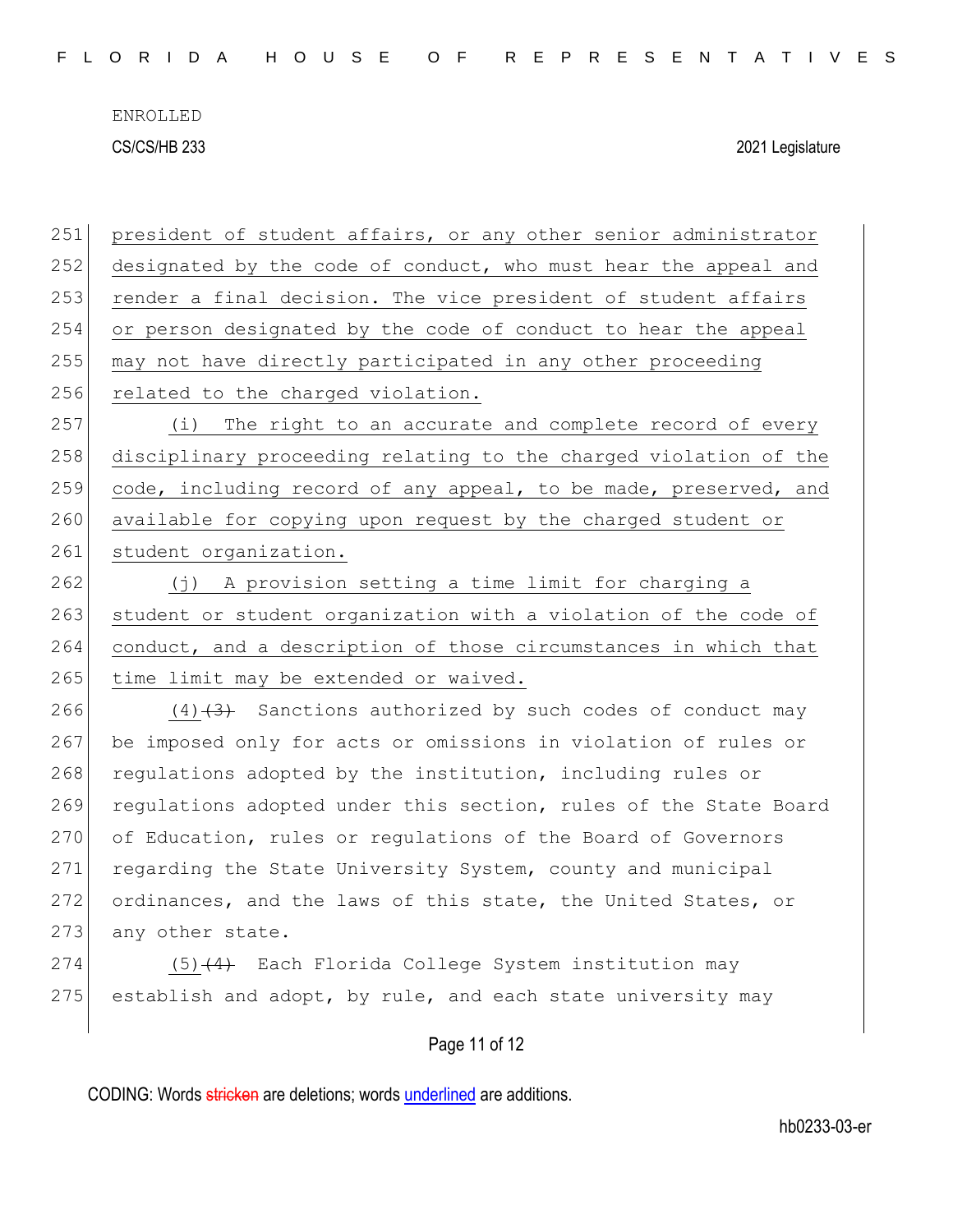president of student affairs, or any other senior administrator designated by the code of conduct, who must hear the appeal and render a final decision. The vice president of student affairs or person designated by the code of conduct to hear the appeal may not have directly participated in any other proceeding related to the charged violation.

(i) The right to an accurate and complete record of every disciplinary proceeding relating to the charged violation of the code, including record of any appeal, to be made, preserved, and available for copying upon request by the charged student or student organization.

(j) A provision setting a time limit for charging a student or student organization with a violation of the code of conduct, and a description of those circumstances in which that time limit may be extended or waived.

(4)~~(3)~~ Sanctions authorized by such codes of conduct may be imposed only for acts or omissions in violation of rules or regulations adopted by the institution, including rules or regulations adopted under this section, rules of the State Board of Education, rules or regulations of the Board of Governors regarding the State University System, county and municipal ordinances, and the laws of this state, the United States, or any other state.

(5)~~(4)~~ Each Florida College System institution may establish and adopt, by rule, and each state university may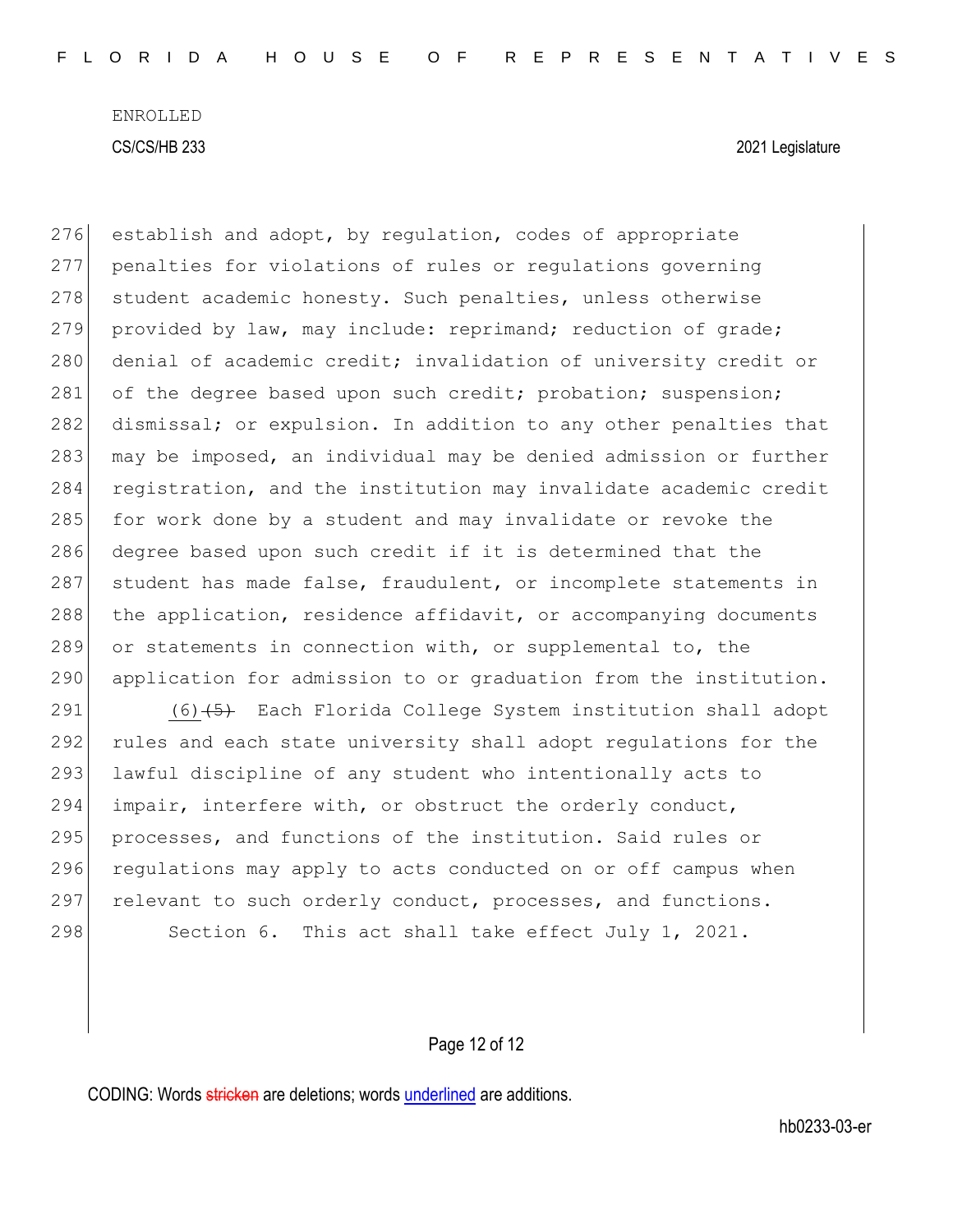establish and adopt, by regulation, codes of appropriate penalties for violations of rules or regulations governing student academic honesty. Such penalties, unless otherwise provided by law, may include: reprimand; reduction of grade; denial of academic credit; invalidation of university credit or of the degree based upon such credit; probation; suspension; dismissal; or expulsion. In addition to any other penalties that may be imposed, an individual may be denied admission or further registration, and the institution may invalidate academic credit for work done by a student and may invalidate or revoke the degree based upon such credit if it is determined that the student has made false, fraudulent, or incomplete statements in the application, residence affidavit, or accompanying documents or statements in connection with, or supplemental to, the application for admission to or graduation from the institution.

<u>(6)</u>~~(5)~~ Each Florida College System institution shall adopt rules and each state university shall adopt regulations for the lawful discipline of any student who intentionally acts to impair, interfere with, or obstruct the orderly conduct, processes, and functions of the institution. Said rules or regulations may apply to acts conducted on or off campus when relevant to such orderly conduct, processes, and functions.

Section 6. This act shall take effect July 1, 2021.